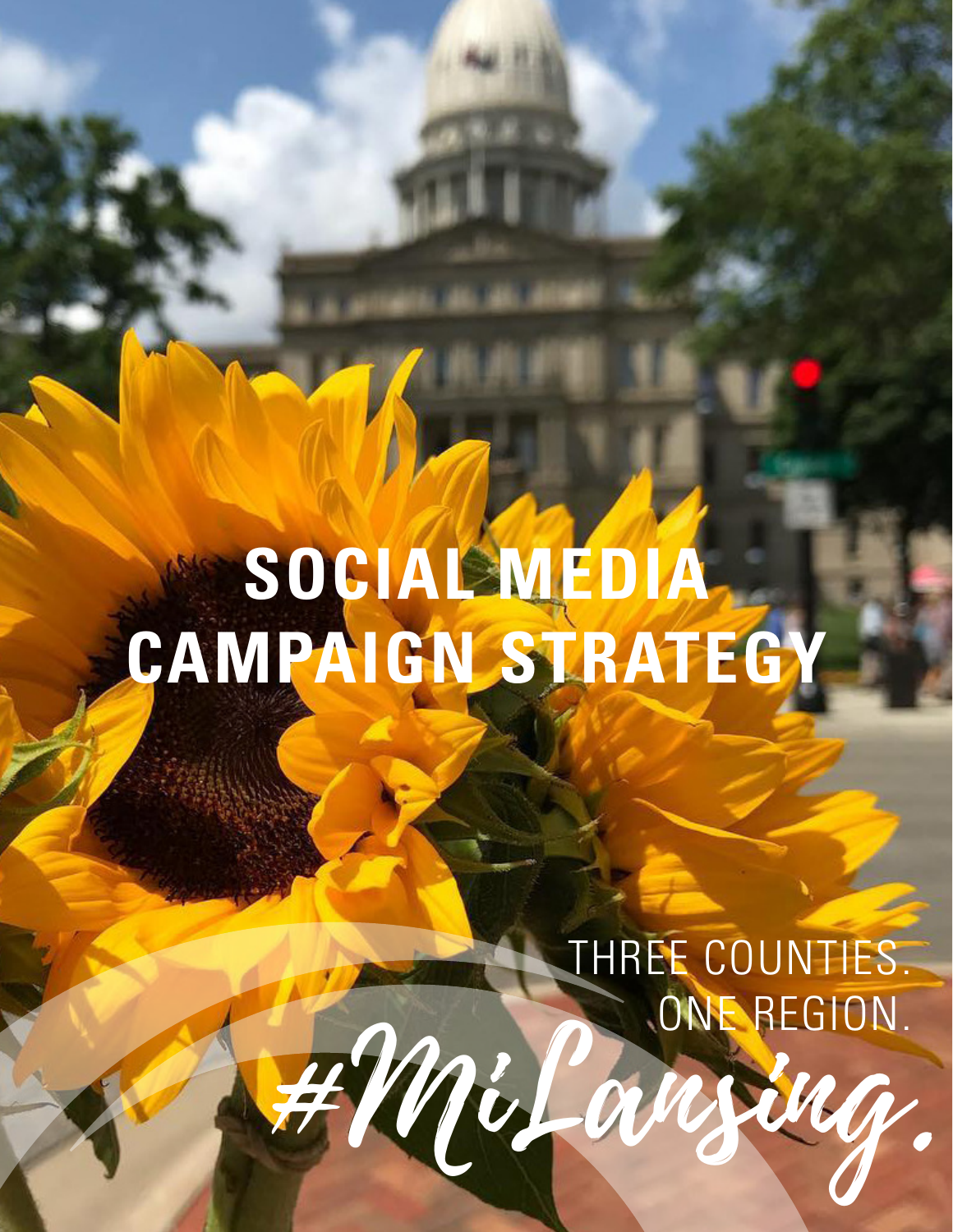# SOCIAL MEDIA CAMPAIGN STRATEGY

THREE COUNTIES.
ONE REGION.

#MiLansing.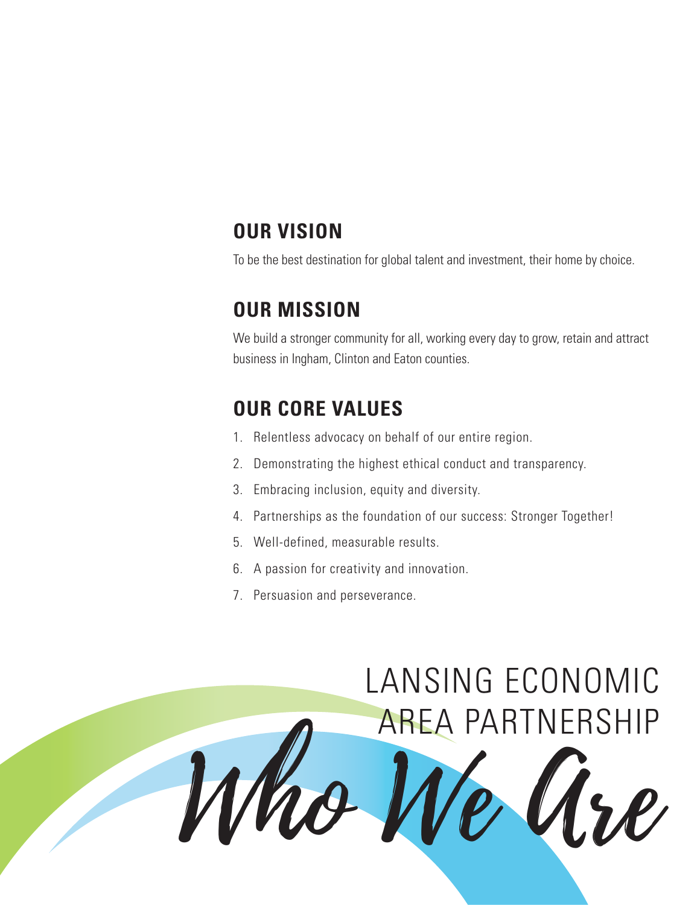## OUR VISION

To be the best destination for global talent and investment, their home by choice.

## OUR MISSION

We build a stronger community for all, working every day to grow, retain and attract business in Ingham, Clinton and Eaton counties.

## OUR CORE VALUES

1. Relentless advocacy on behalf of our entire region.
2. Demonstrating the highest ethical conduct and transparency.
3. Embracing inclusion, equity and diversity.
4. Partnerships as the foundation of our success: Stronger Together!
5. Well-defined, measurable results.
6. A passion for creativity and innovation.
7. Persuasion and perseverance.

# LANSING ECONOMIC AREA PARTNERSHIP

# *Who We Are*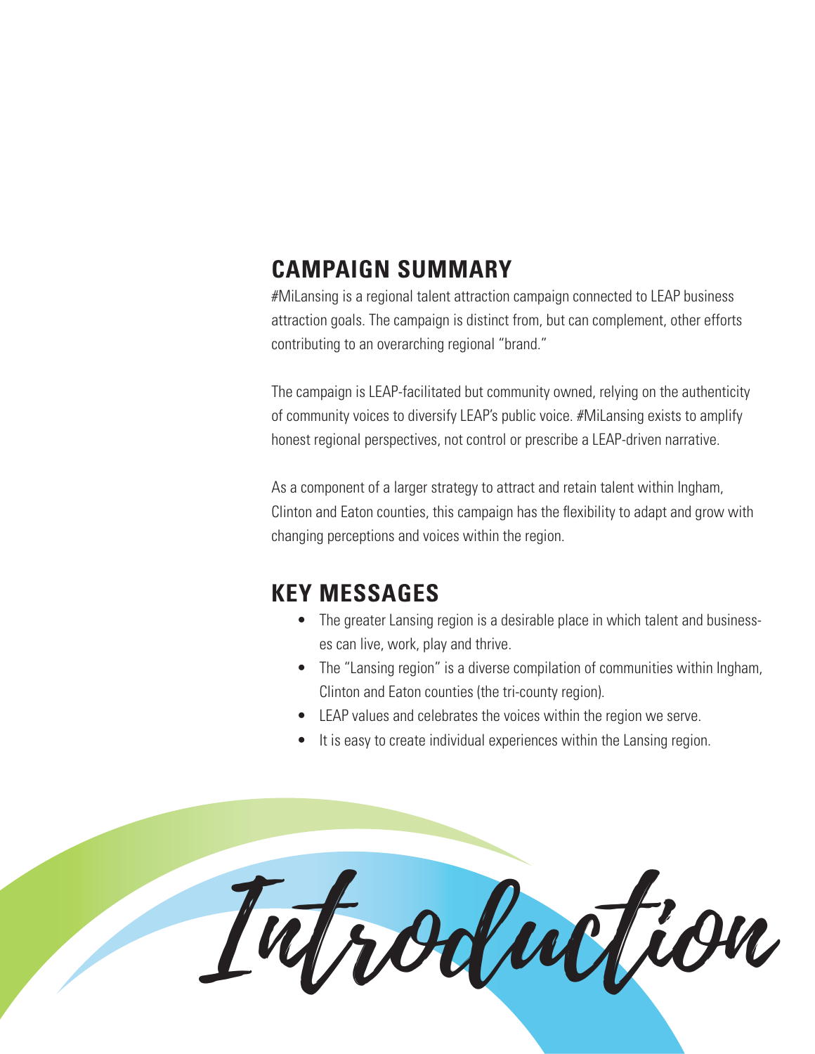## CAMPAIGN SUMMARY

#MiLansing is a regional talent attraction campaign connected to LEAP business attraction goals. The campaign is distinct from, but can complement, other efforts contributing to an overarching regional "brand."

The campaign is LEAP-facilitated but community owned, relying on the authenticity of community voices to diversify LEAP's public voice. #MiLansing exists to amplify honest regional perspectives, not control or prescribe a LEAP-driven narrative.

As a component of a larger strategy to attract and retain talent within Ingham, Clinton and Eaton counties, this campaign has the flexibility to adapt and grow with changing perceptions and voices within the region.

## KEY MESSAGES

- The greater Lansing region is a desirable place in which talent and businesses can live, work, play and thrive.
- The "Lansing region" is a diverse compilation of communities within Ingham, Clinton and Eaton counties (the tri-county region).
- LEAP values and celebrates the voices within the region we serve.
- It is easy to create individual experiences within the Lansing region.

# Introduction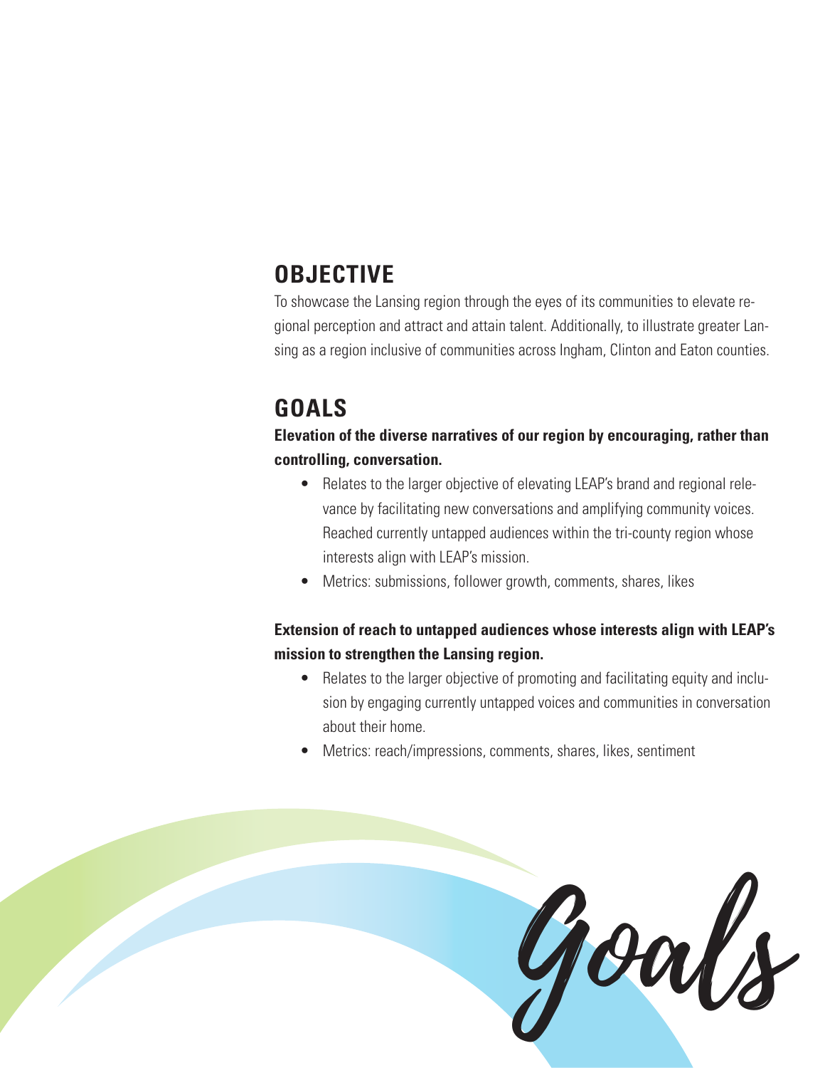## OBJECTIVE

To showcase the Lansing region through the eyes of its communities to elevate regional perception and attract and attain talent. Additionally, to illustrate greater Lansing as a region inclusive of communities across Ingham, Clinton and Eaton counties.

## GOALS

**Elevation of the diverse narratives of our region by encouraging, rather than controlling, conversation.**

- Relates to the larger objective of elevating LEAP's brand and regional relevance by facilitating new conversations and amplifying community voices. Reached currently untapped audiences within the tri-county region whose interests align with LEAP's mission.
- Metrics: submissions, follower growth, comments, shares, likes

**Extension of reach to untapped audiences whose interests align with LEAP's mission to strengthen the Lansing region.**

- Relates to the larger objective of promoting and facilitating equity and inclusion by engaging currently untapped voices and communities in conversation about their home.
- Metrics: reach/impressions, comments, shares, likes, sentiment

*Goals*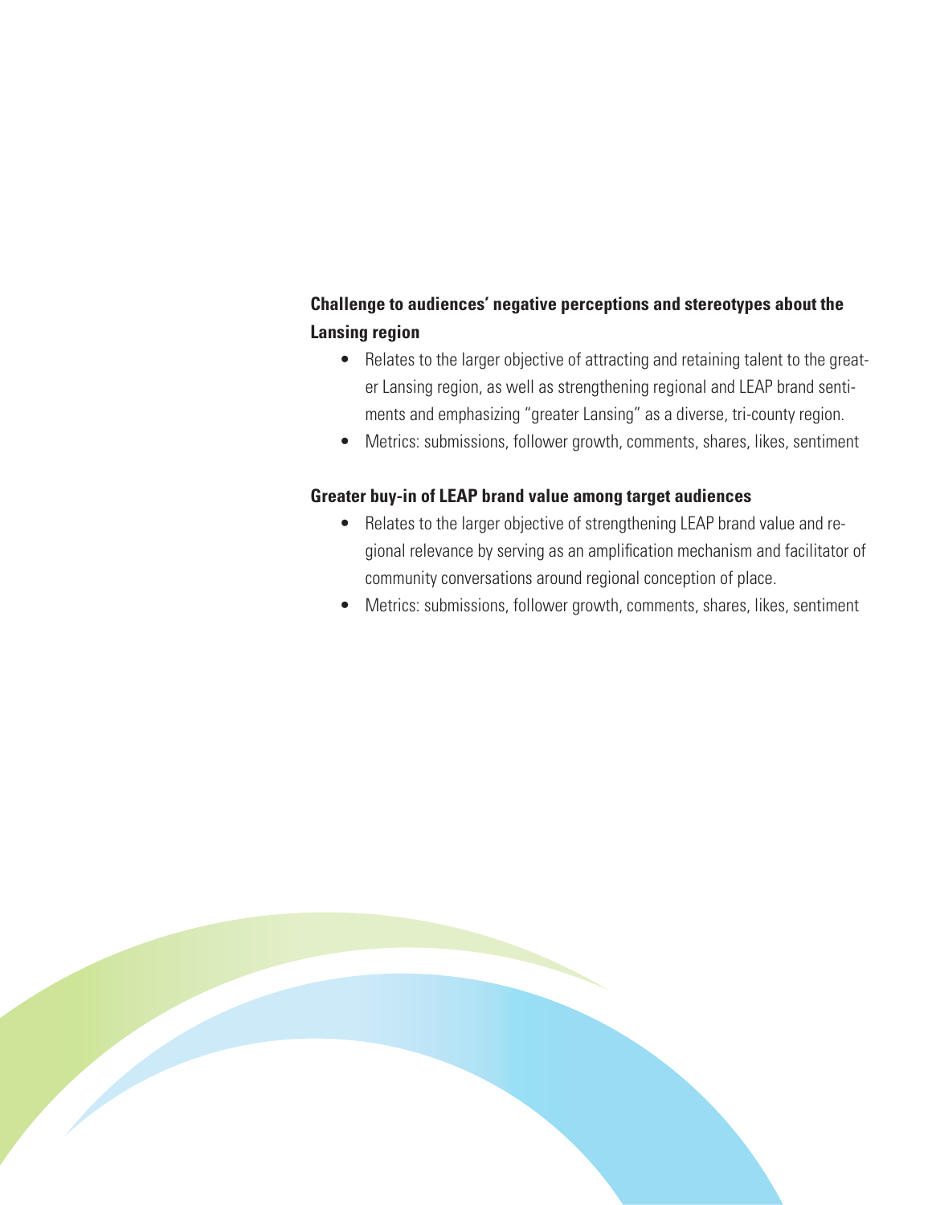**Challenge to audiences' negative perceptions and stereotypes about the Lansing region**

- Relates to the larger objective of attracting and retaining talent to the greater Lansing region, as well as strengthening regional and LEAP brand sentiments and emphasizing "greater Lansing" as a diverse, tri-county region.
- Metrics: submissions, follower growth, comments, shares, likes, sentiment

**Greater buy-in of LEAP brand value among target audiences**

- Relates to the larger objective of strengthening LEAP brand value and regional relevance by serving as an amplification mechanism and facilitator of community conversations around regional conception of place.
- Metrics: submissions, follower growth, comments, shares, likes, sentiment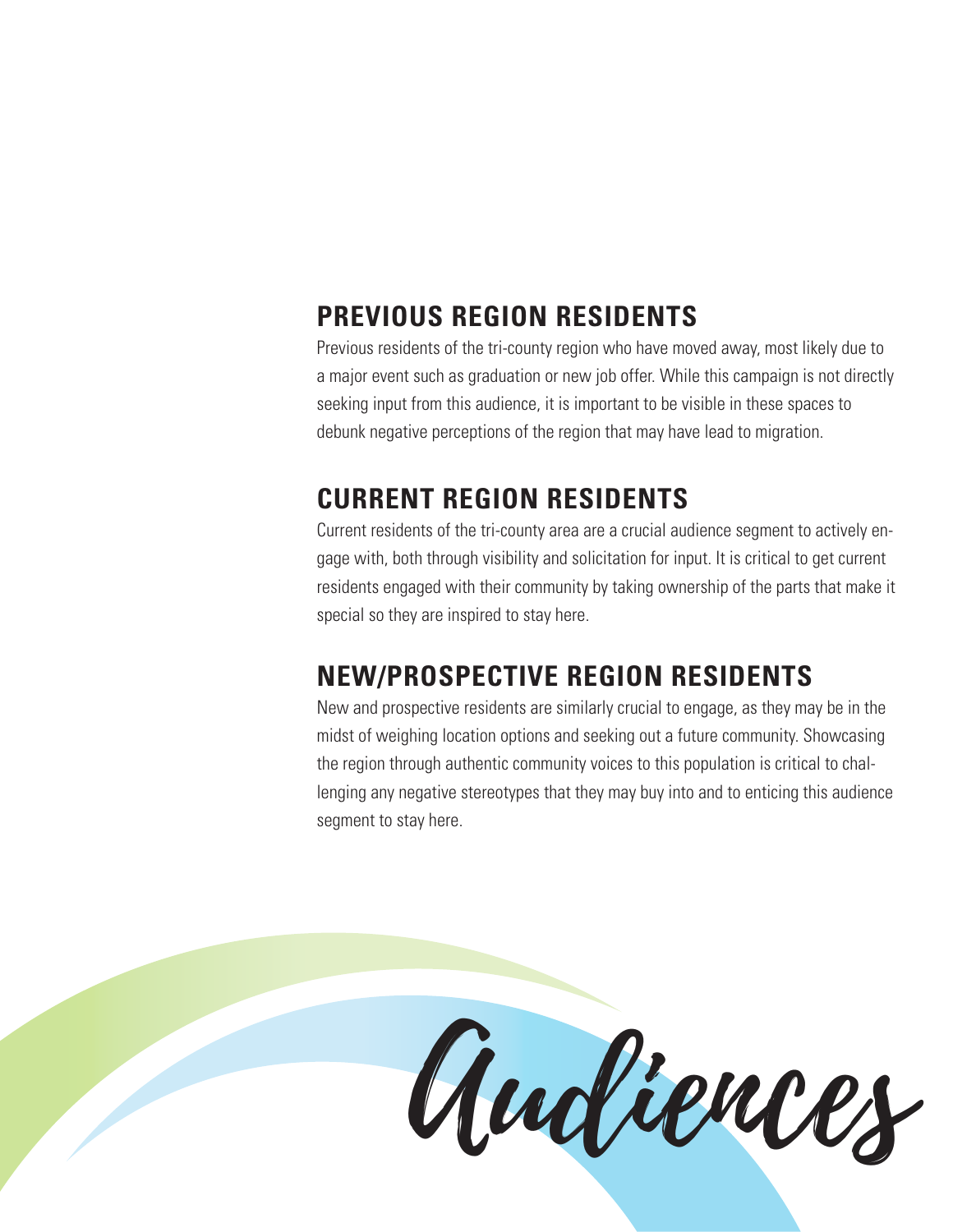## PREVIOUS REGION RESIDENTS

Previous residents of the tri-county region who have moved away, most likely due to a major event such as graduation or new job offer. While this campaign is not directly seeking input from this audience, it is important to be visible in these spaces to debunk negative perceptions of the region that may have lead to migration.

## CURRENT REGION RESIDENTS

Current residents of the tri-county area are a crucial audience segment to actively engage with, both through visibility and solicitation for input. It is critical to get current residents engaged with their community by taking ownership of the parts that make it special so they are inspired to stay here.

## NEW/PROSPECTIVE REGION RESIDENTS

New and prospective residents are similarly crucial to engage, as they may be in the midst of weighing location options and seeking out a future community. Showcasing the region through authentic community voices to this population is critical to challenging any negative stereotypes that they may buy into and to enticing this audience segment to stay here.

# Audiences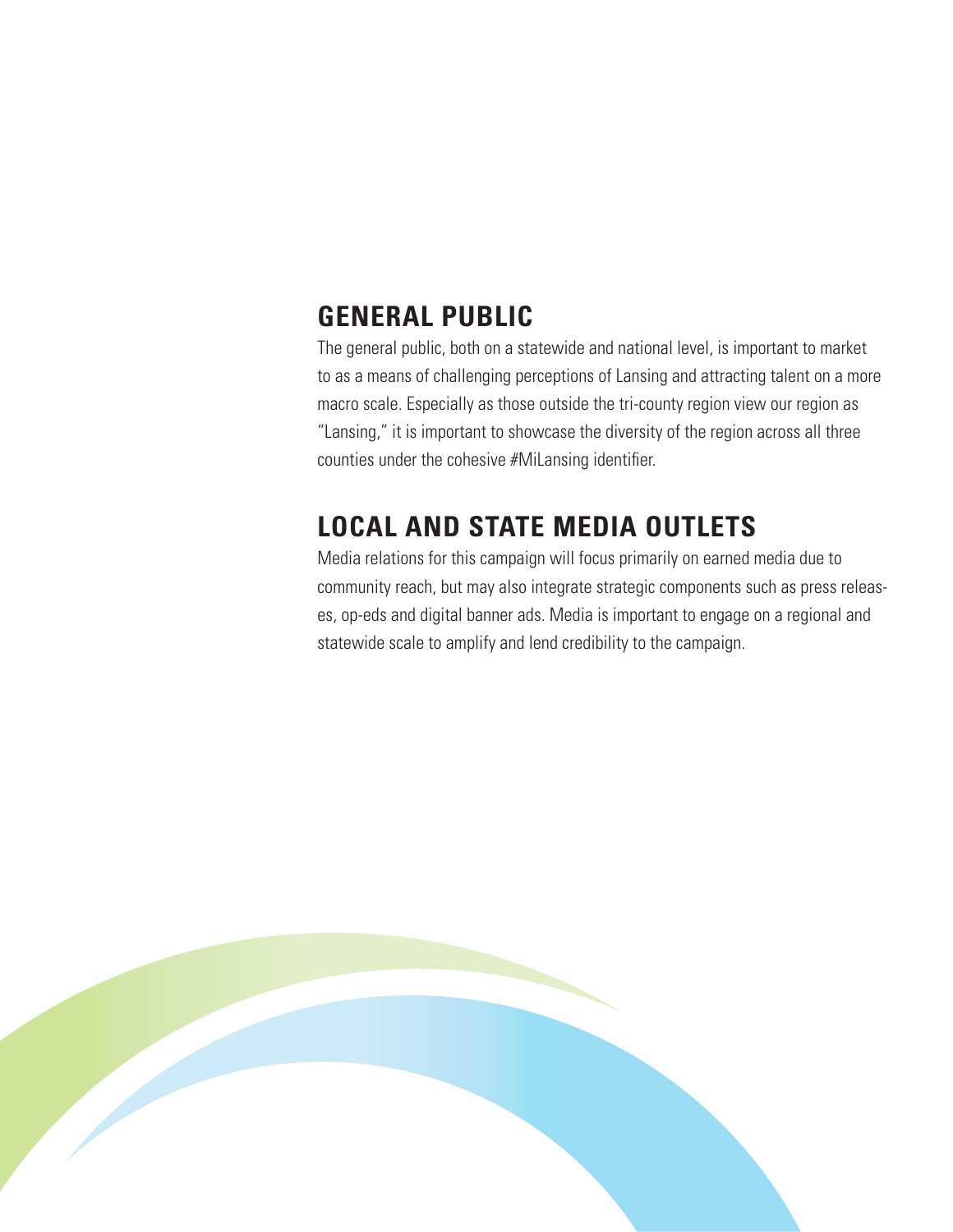## GENERAL PUBLIC

The general public, both on a statewide and national level, is important to market to as a means of challenging perceptions of Lansing and attracting talent on a more macro scale. Especially as those outside the tri-county region view our region as "Lansing," it is important to showcase the diversity of the region across all three counties under the cohesive #MiLansing identifier.

## LOCAL AND STATE MEDIA OUTLETS

Media relations for this campaign will focus primarily on earned media due to community reach, but may also integrate strategic components such as press releases, op-eds and digital banner ads. Media is important to engage on a regional and statewide scale to amplify and lend credibility to the campaign.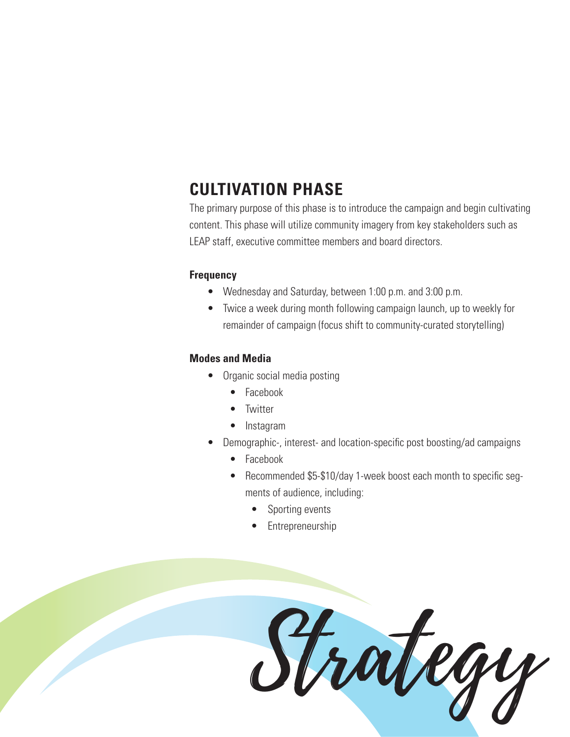## CULTIVATION PHASE

The primary purpose of this phase is to introduce the campaign and begin cultivating content. This phase will utilize community imagery from key stakeholders such as LEAP staff, executive committee members and board directors.

### Frequency

- Wednesday and Saturday, between 1:00 p.m. and 3:00 p.m.
- Twice a week during month following campaign launch, up to weekly for remainder of campaign (focus shift to community-curated storytelling)

### Modes and Media

- Organic social media posting
  - Facebook
  - Twitter
  - Instagram
- Demographic-, interest- and location-specific post boosting/ad campaigns
  - Facebook
  - Recommended $5-$10/day 1-week boost each month to specific segments of audience, including:
    - Sporting events
    - Entrepreneurship

Strategy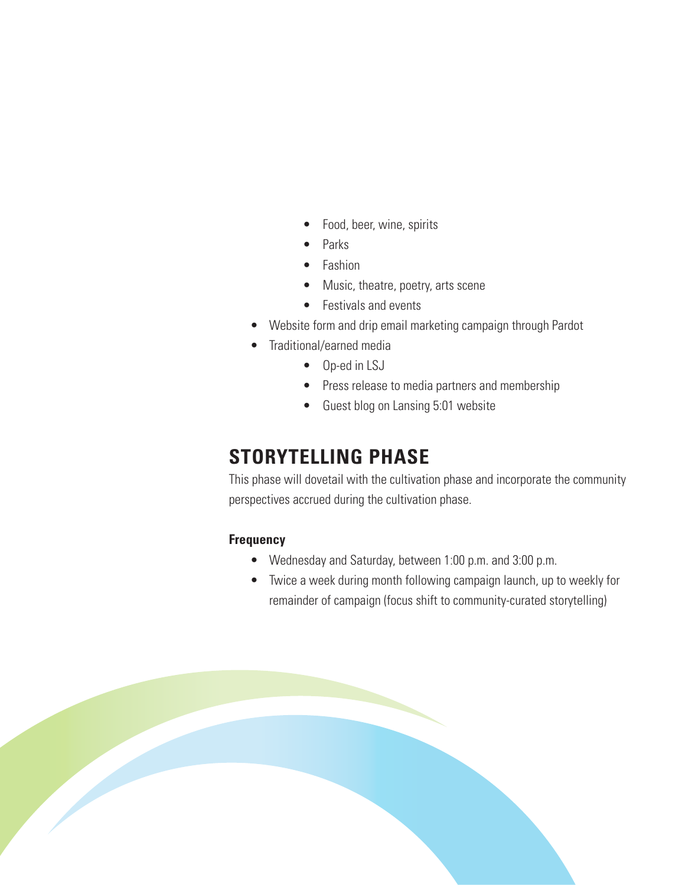- Food, beer, wine, spirits
  - Parks
  - Fashion
  - Music, theatre, poetry, arts scene
  - Festivals and events
- Website form and drip email marketing campaign through Pardot
- Traditional/earned media
  - Op-ed in LSJ
  - Press release to media partners and membership
  - Guest blog on Lansing 5:01 website

## STORYTELLING PHASE

This phase will dovetail with the cultivation phase and incorporate the community perspectives accrued during the cultivation phase.

**Frequency**

- Wednesday and Saturday, between 1:00 p.m. and 3:00 p.m.
- Twice a week during month following campaign launch, up to weekly for remainder of campaign (focus shift to community-curated storytelling)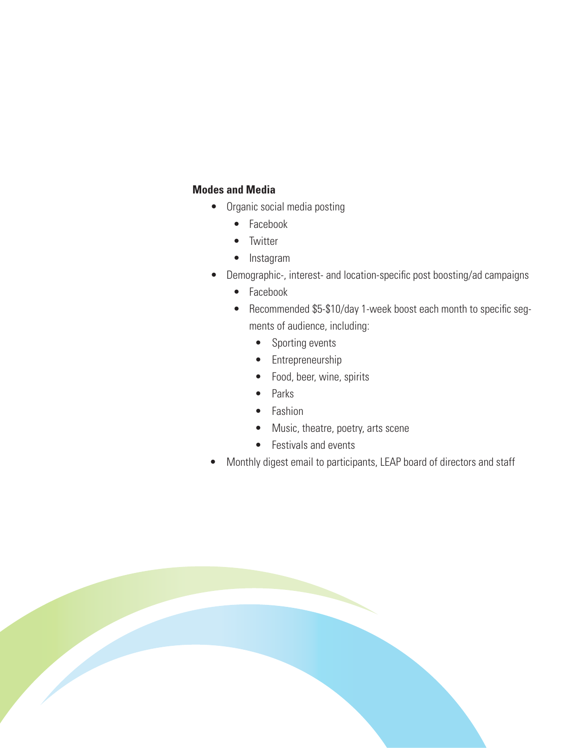**Modes and Media**

- Organic social media posting
    - Facebook
    - Twitter
    - Instagram
- Demographic-, interest- and location-specific post boosting/ad campaigns
    - Facebook
    - Recommended $5-$10/day 1-week boost each month to specific segments of audience, including:
        - Sporting events
        - Entrepreneurship
        - Food, beer, wine, spirits
        - Parks
        - Fashion
        - Music, theatre, poetry, arts scene
        - Festivals and events
- Monthly digest email to participants, LEAP board of directors and staff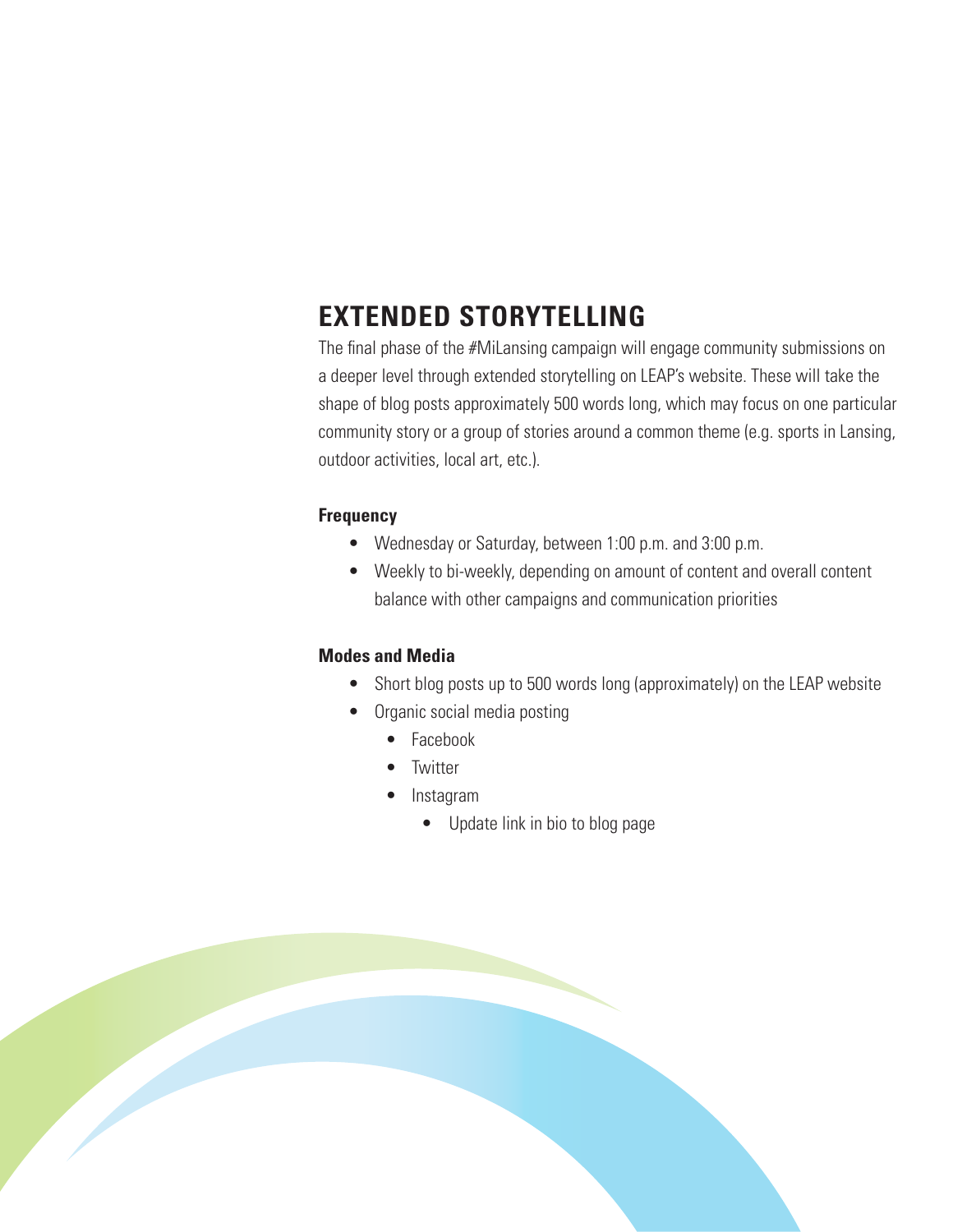## EXTENDED STORYTELLING

The final phase of the #MiLansing campaign will engage community submissions on a deeper level through extended storytelling on LEAP's website. These will take the shape of blog posts approximately 500 words long, which may focus on one particular community story or a group of stories around a common theme (e.g. sports in Lansing, outdoor activities, local art, etc.).

**Frequency**

- Wednesday or Saturday, between 1:00 p.m. and 3:00 p.m.
- Weekly to bi-weekly, depending on amount of content and overall content balance with other campaigns and communication priorities

**Modes and Media**

- Short blog posts up to 500 words long (approximately) on the LEAP website
- Organic social media posting
  - Facebook
  - Twitter
  - Instagram
    - Update link in bio to blog page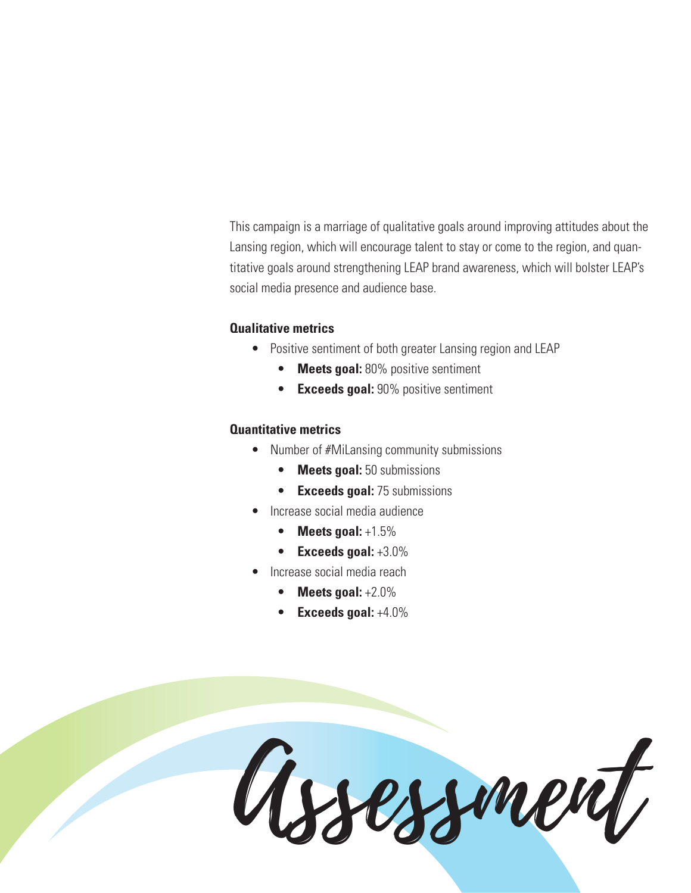# Assessment

This campaign is a marriage of qualitative goals around improving attitudes about the Lansing region, which will encourage talent to stay or come to the region, and quantitative goals around strengthening LEAP brand awareness, which will bolster LEAP's social media presence and audience base.

### Qualitative metrics

- Positive sentiment of both greater Lansing region and LEAP
  - **Meets goal:** 80% positive sentiment
  - **Exceeds goal:** 90% positive sentiment

### Quantitative metrics

- Number of #MiLansing community submissions
  - **Meets goal:** 50 submissions
  - **Exceeds goal:** 75 submissions
- Increase social media audience
  - **Meets goal:** +1.5%
  - **Exceeds goal:** +3.0%
- Increase social media reach
  - **Meets goal:** +2.0%
  - **Exceeds goal:** +4.0%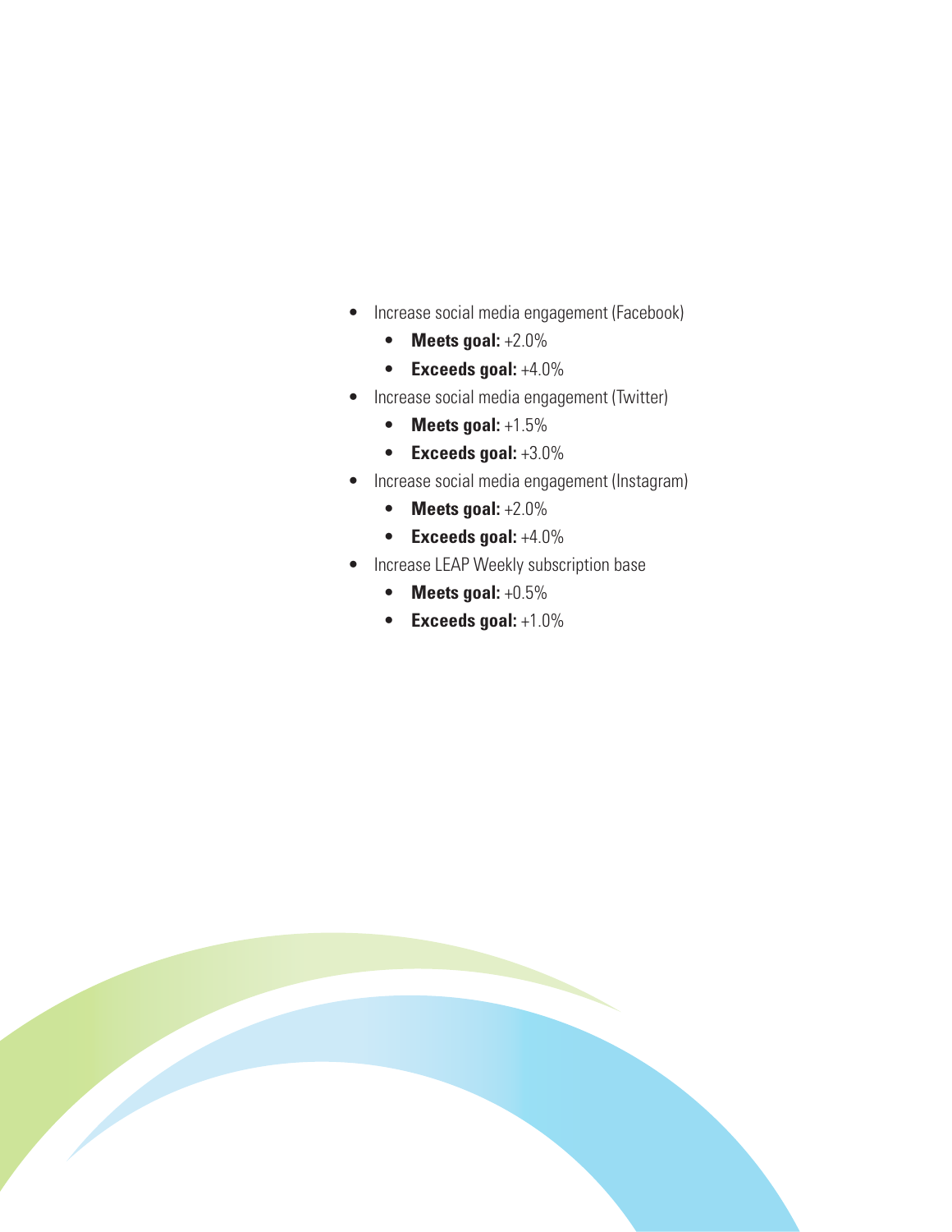- Increase social media engagement (Facebook)
    - **Meets goal:** +2.0%
    - **Exceeds goal:** +4.0%
- Increase social media engagement (Twitter)
    - **Meets goal:** +1.5%
    - **Exceeds goal:** +3.0%
- Increase social media engagement (Instagram)
    - **Meets goal:** +2.0%
    - **Exceeds goal:** +4.0%
- Increase LEAP Weekly subscription base
    - **Meets goal:** +0.5%
    - **Exceeds goal:** +1.0%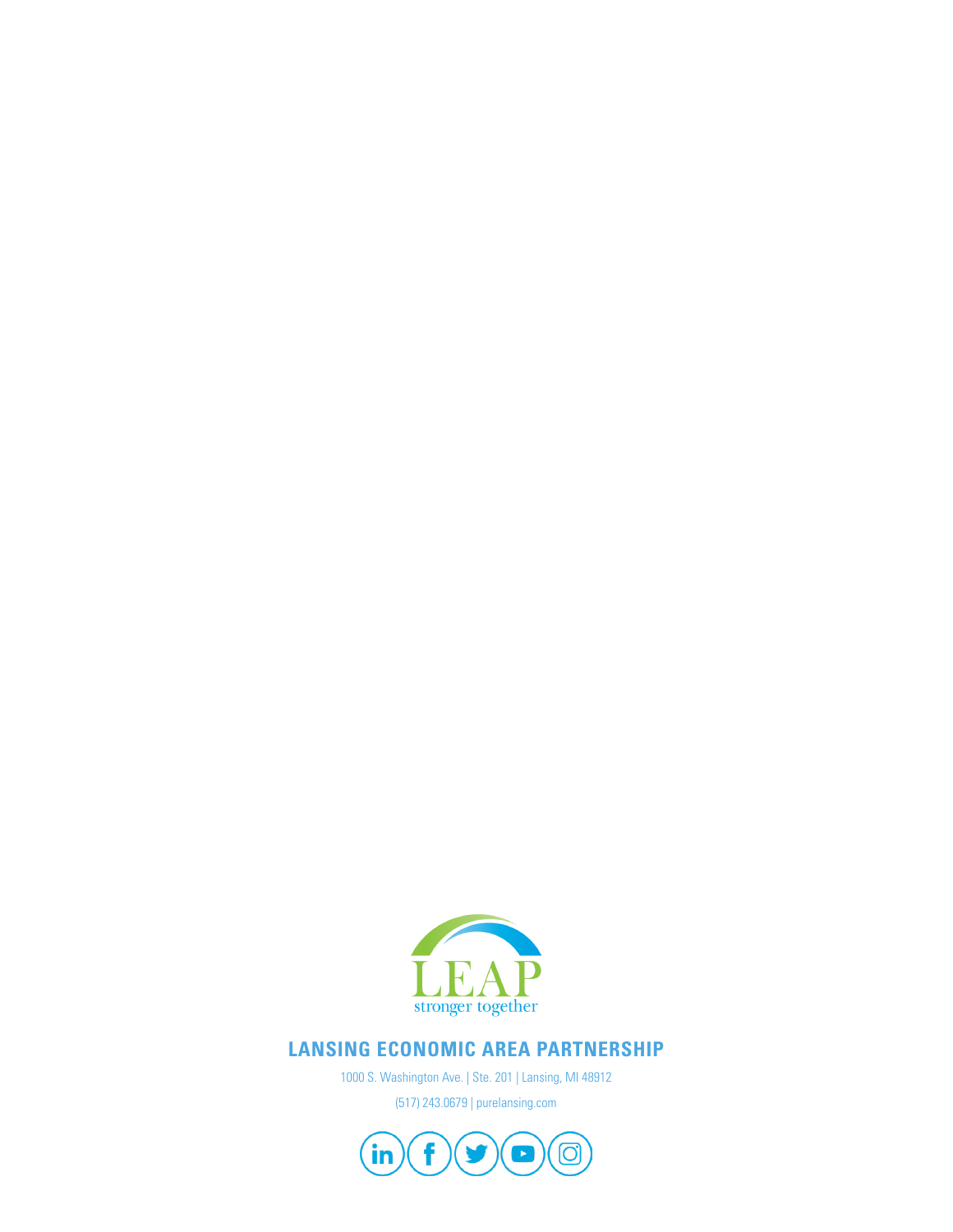LEAP

stronger together

**LANSING ECONOMIC AREA PARTNERSHIP**

1000 S. Washington Ave. | Ste. 201 | Lansing, MI 48912

(517) 243.0679 | purelansing.com